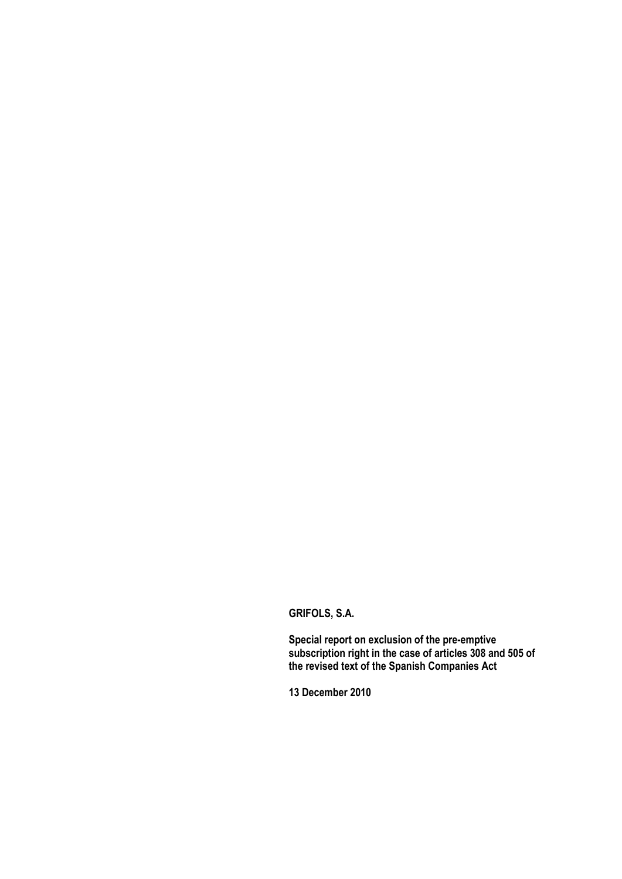**GRIFOLS, S.A.**

**Special report on exclusion of the pre-emptive subscription right in the case of articles 308 and 505 of the revised text of the Spanish Companies Act**

**13 December 2010**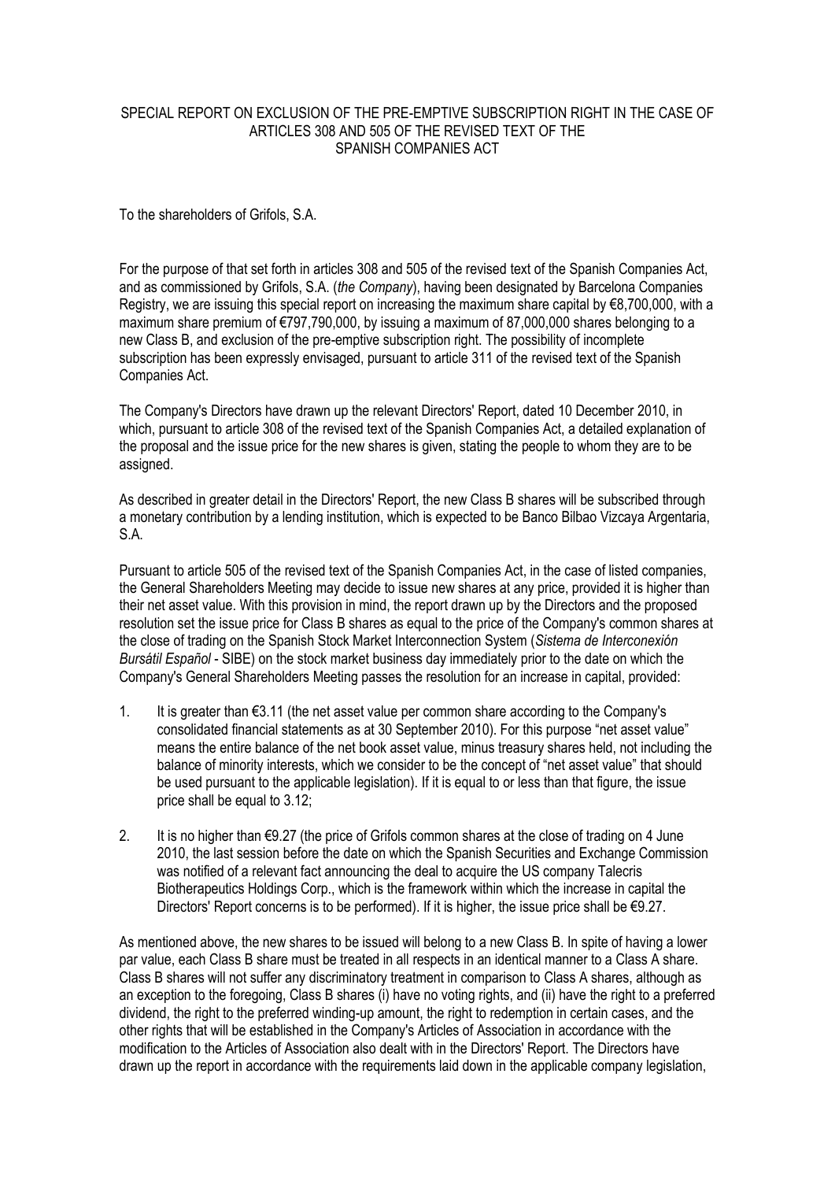SPECIAL REPORT ON EXCLUSION OF THE PRE-EMPTIVE SUBSCRIPTION RIGHT IN THE CASE OF ARTICLES 308 AND 505 OF THE REVISED TEXT OF THE SPANISH COMPANIES ACT

To the shareholders of Grifols, S.A.

For the purpose of that set forth in articles 308 and 505 of the revised text of the Spanish Companies Act, and as commissioned by Grifols, S.A. (*the Company*), having been designated by Barcelona Companies Registry, we are issuing this special report on increasing the maximum share capital by €8,700,000, with a maximum share premium of €797,790,000, by issuing a maximum of 87,000,000 shares belonging to a new Class B, and exclusion of the pre-emptive subscription right. The possibility of incomplete subscription has been expressly envisaged, pursuant to article 311 of the revised text of the Spanish Companies Act.

The Company's Directors have drawn up the relevant Directors' Report, dated 10 December 2010, in which, pursuant to article 308 of the revised text of the Spanish Companies Act, a detailed explanation of the proposal and the issue price for the new shares is given, stating the people to whom they are to be assigned.

As described in greater detail in the Directors' Report, the new Class B shares will be subscribed through a monetary contribution by a lending institution, which is expected to be Banco Bilbao Vizcaya Argentaria, S.A.

Pursuant to article 505 of the revised text of the Spanish Companies Act, in the case of listed companies, the General Shareholders Meeting may decide to issue new shares at any price, provided it is higher than their net asset value. With this provision in mind, the report drawn up by the Directors and the proposed resolution set the issue price for Class B shares as equal to the price of the Company's common shares at the close of trading on the Spanish Stock Market Interconnection System (*Sistema de Interconexión Bursátil Español* - SIBE) on the stock market business day immediately prior to the date on which the Company's General Shareholders Meeting passes the resolution for an increase in capital, provided:

1. It is greater than €3.11 (the net asset value per common share according to the Company's consolidated financial statements as at 30 September 2010). For this purpose "net asset value" means the entire balance of the net book asset value, minus treasury shares held, not including the balance of minority interests, which we consider to be the concept of "net asset value" that should be used pursuant to the applicable legislation). If it is equal to or less than that figure, the issue price shall be equal to 3.12;

2. It is no higher than €9.27 (the price of Grifols common shares at the close of trading on 4 June 2010, the last session before the date on which the Spanish Securities and Exchange Commission was notified of a relevant fact announcing the deal to acquire the US company Talecris Biotherapeutics Holdings Corp., which is the framework within which the increase in capital the Directors' Report concerns is to be performed). If it is higher, the issue price shall be €9.27.

As mentioned above, the new shares to be issued will belong to a new Class B. In spite of having a lower par value, each Class B share must be treated in all respects in an identical manner to a Class A share. Class B shares will not suffer any discriminatory treatment in comparison to Class A shares, although as an exception to the foregoing, Class B shares (i) have no voting rights, and (ii) have the right to a preferred dividend, the right to the preferred winding-up amount, the right to redemption in certain cases, and the other rights that will be established in the Company's Articles of Association in accordance with the modification to the Articles of Association also dealt with in the Directors' Report. The Directors have drawn up the report in accordance with the requirements laid down in the applicable company legislation,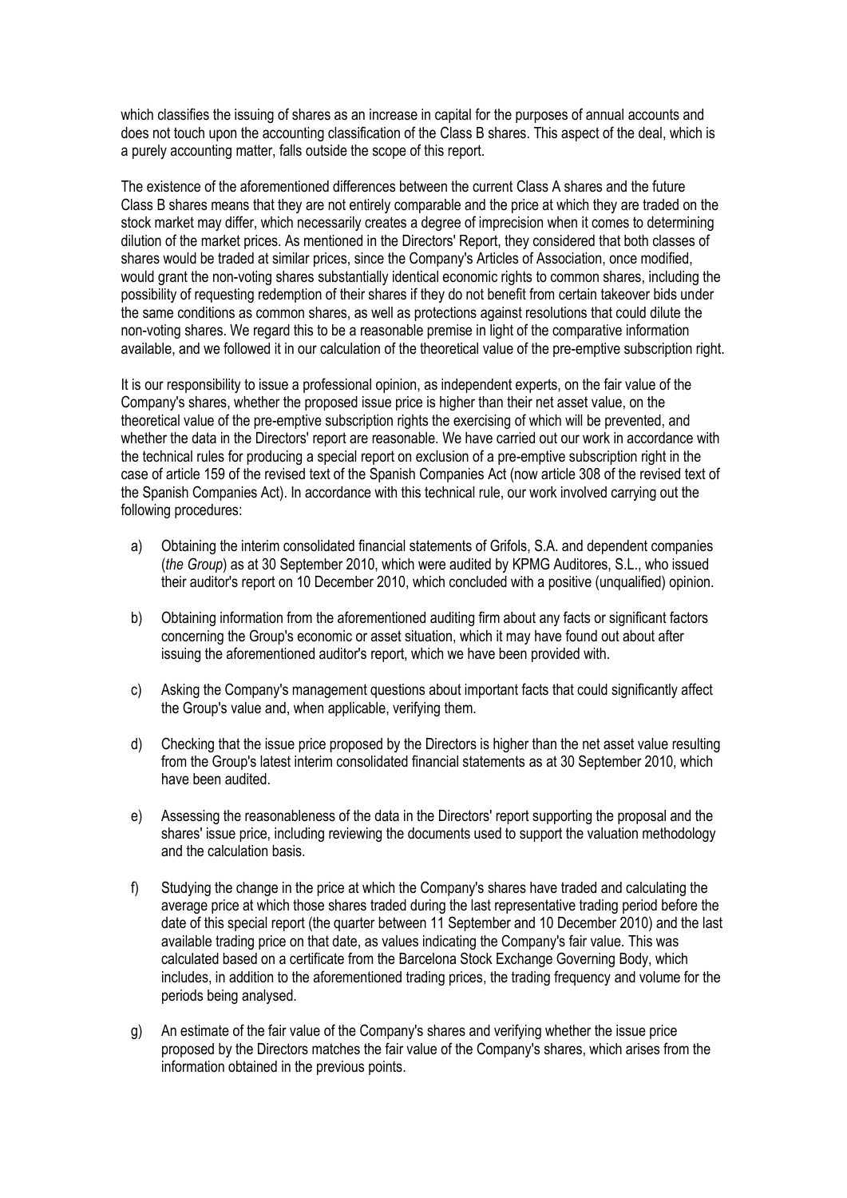which classifies the issuing of shares as an increase in capital for the purposes of annual accounts and does not touch upon the accounting classification of the Class B shares. This aspect of the deal, which is a purely accounting matter, falls outside the scope of this report.

The existence of the aforementioned differences between the current Class A shares and the future Class B shares means that they are not entirely comparable and the price at which they are traded on the stock market may differ, which necessarily creates a degree of imprecision when it comes to determining dilution of the market prices. As mentioned in the Directors' Report, they considered that both classes of shares would be traded at similar prices, since the Company's Articles of Association, once modified, would grant the non-voting shares substantially identical economic rights to common shares, including the possibility of requesting redemption of their shares if they do not benefit from certain takeover bids under the same conditions as common shares, as well as protections against resolutions that could dilute the non-voting shares. We regard this to be a reasonable premise in light of the comparative information available, and we followed it in our calculation of the theoretical value of the pre-emptive subscription right.

It is our responsibility to issue a professional opinion, as independent experts, on the fair value of the Company's shares, whether the proposed issue price is higher than their net asset value, on the theoretical value of the pre-emptive subscription rights the exercising of which will be prevented, and whether the data in the Directors' report are reasonable. We have carried out our work in accordance with the technical rules for producing a special report on exclusion of a pre-emptive subscription right in the case of article 159 of the revised text of the Spanish Companies Act (now article 308 of the revised text of the Spanish Companies Act). In accordance with this technical rule, our work involved carrying out the following procedures:

a) Obtaining the interim consolidated financial statements of Grifols, S.A. and dependent companies (*the Group*) as at 30 September 2010, which were audited by KPMG Auditores, S.L., who issued their auditor's report on 10 December 2010, which concluded with a positive (unqualified) opinion.

b) Obtaining information from the aforementioned auditing firm about any facts or significant factors concerning the Group's economic or asset situation, which it may have found out about after issuing the aforementioned auditor's report, which we have been provided with.

c) Asking the Company's management questions about important facts that could significantly affect the Group's value and, when applicable, verifying them.

d) Checking that the issue price proposed by the Directors is higher than the net asset value resulting from the Group's latest interim consolidated financial statements as at 30 September 2010, which have been audited.

e) Assessing the reasonableness of the data in the Directors' report supporting the proposal and the shares' issue price, including reviewing the documents used to support the valuation methodology and the calculation basis.

f) Studying the change in the price at which the Company's shares have traded and calculating the average price at which those shares traded during the last representative trading period before the date of this special report (the quarter between 11 September and 10 December 2010) and the last available trading price on that date, as values indicating the Company's fair value. This was calculated based on a certificate from the Barcelona Stock Exchange Governing Body, which includes, in addition to the aforementioned trading prices, the trading frequency and volume for the periods being analysed.

g) An estimate of the fair value of the Company's shares and verifying whether the issue price proposed by the Directors matches the fair value of the Company's shares, which arises from the information obtained in the previous points.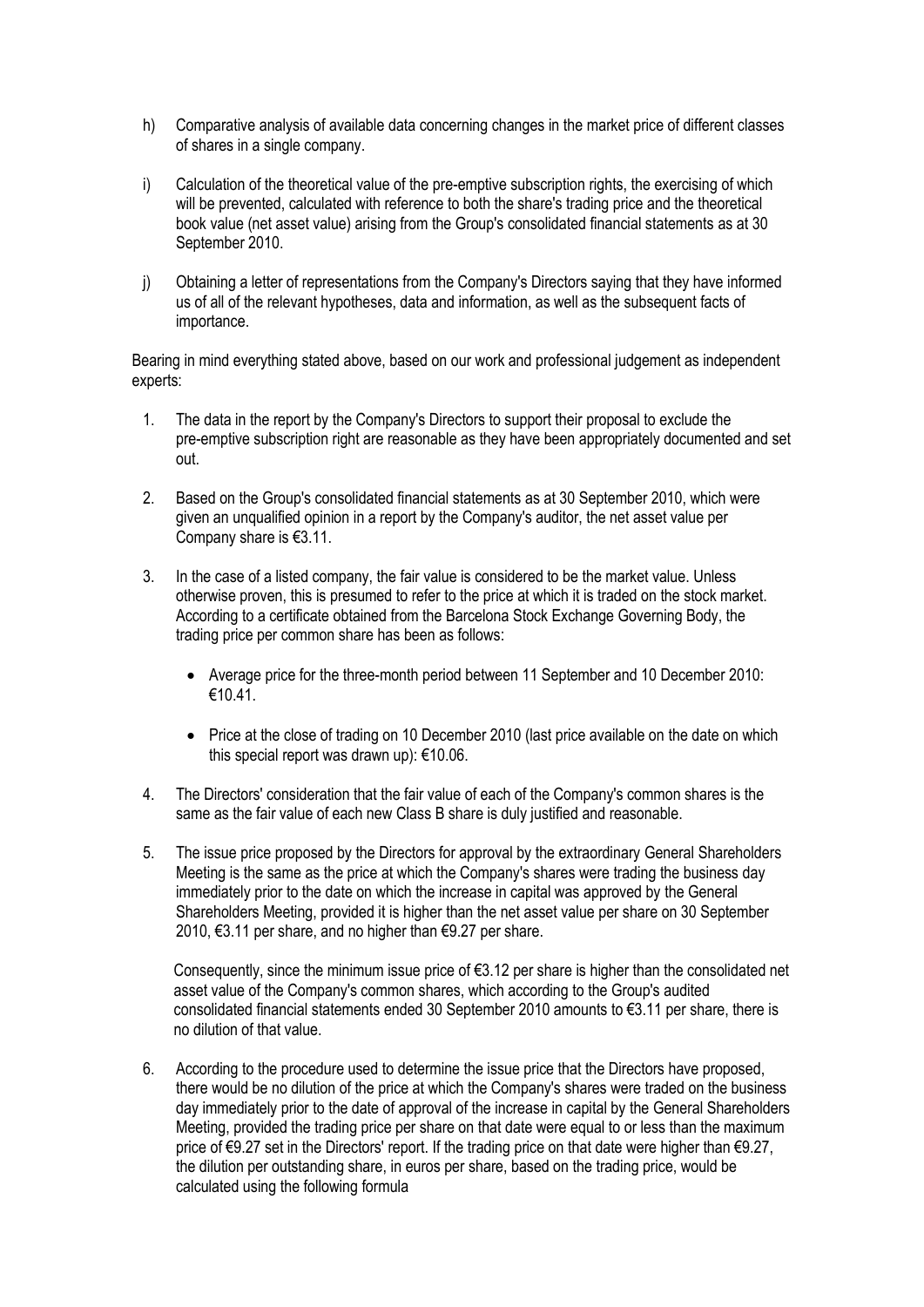h) Comparative analysis of available data concerning changes in the market price of different classes of shares in a single company.

i) Calculation of the theoretical value of the pre-emptive subscription rights, the exercising of which will be prevented, calculated with reference to both the share's trading price and the theoretical book value (net asset value) arising from the Group's consolidated financial statements as at 30 September 2010.

j) Obtaining a letter of representations from the Company's Directors saying that they have informed us of all of the relevant hypotheses, data and information, as well as the subsequent facts of importance.

Bearing in mind everything stated above, based on our work and professional judgement as independent experts:

1. The data in the report by the Company's Directors to support their proposal to exclude the pre-emptive subscription right are reasonable as they have been appropriately documented and set out.

2. Based on the Group's consolidated financial statements as at 30 September 2010, which were given an unqualified opinion in a report by the Company's auditor, the net asset value per Company share is €3.11.

3. In the case of a listed company, the fair value is considered to be the market value. Unless otherwise proven, this is presumed to refer to the price at which it is traded on the stock market. According to a certificate obtained from the Barcelona Stock Exchange Governing Body, the trading price per common share has been as follows:

   - Average price for the three-month period between 11 September and 10 December 2010: €10.41.

   - Price at the close of trading on 10 December 2010 (last price available on the date on which this special report was drawn up): €10.06.

4. The Directors' consideration that the fair value of each of the Company's common shares is the same as the fair value of each new Class B share is duly justified and reasonable.

5. The issue price proposed by the Directors for approval by the extraordinary General Shareholders Meeting is the same as the price at which the Company's shares were trading the business day immediately prior to the date on which the increase in capital was approved by the General Shareholders Meeting, provided it is higher than the net asset value per share on 30 September 2010, €3.11 per share, and no higher than €9.27 per share.

   Consequently, since the minimum issue price of €3.12 per share is higher than the consolidated net asset value of the Company's common shares, which according to the Group's audited consolidated financial statements ended 30 September 2010 amounts to €3.11 per share, there is no dilution of that value.

6. According to the procedure used to determine the issue price that the Directors have proposed, there would be no dilution of the price at which the Company's shares were traded on the business day immediately prior to the date of approval of the increase in capital by the General Shareholders Meeting, provided the trading price per share on that date were equal to or less than the maximum price of €9.27 set in the Directors' report. If the trading price on that date were higher than €9.27, the dilution per outstanding share, in euros per share, based on the trading price, would be calculated using the following formula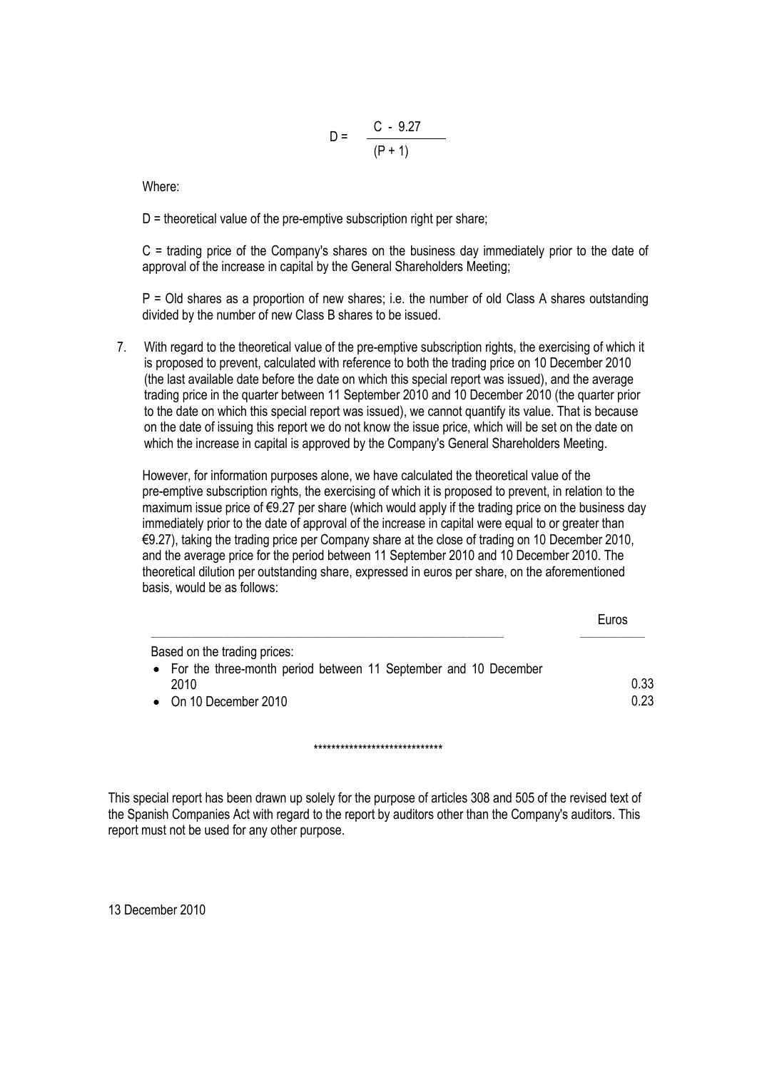$$D = \frac{C - 9.27}{(P + 1)}$$

Where:

D = theoretical value of the pre-emptive subscription right per share;

C = trading price of the Company's shares on the business day immediately prior to the date of approval of the increase in capital by the General Shareholders Meeting;

P = Old shares as a proportion of new shares; i.e. the number of old Class A shares outstanding divided by the number of new Class B shares to be issued.

7. With regard to the theoretical value of the pre-emptive subscription rights, the exercising of which it is proposed to prevent, calculated with reference to both the trading price on 10 December 2010 (the last available date before the date on which this special report was issued), and the average trading price in the quarter between 11 September 2010 and 10 December 2010 (the quarter prior to the date on which this special report was issued), we cannot quantify its value. That is because on the date of issuing this report we do not know the issue price, which will be set on the date on which the increase in capital is approved by the Company's General Shareholders Meeting.

   However, for information purposes alone, we have calculated the theoretical value of the pre-emptive subscription rights, the exercising of which it is proposed to prevent, in relation to the maximum issue price of €9.27 per share (which would apply if the trading price on the business day immediately prior to the date of approval of the increase in capital were equal to or greater than €9.27), taking the trading price per Company share at the close of trading on 10 December 2010, and the average price for the period between 11 September 2010 and 10 December 2010. The theoretical dilution per outstanding share, expressed in euros per share, on the aforementioned basis, would be as follows:

| | Euros |
|---|---|
| Based on the trading prices: | |
| • For the three-month period between 11 September and 10 December 2010 | 0.33 |
| • On 10 December 2010 | 0.23 |

*****************************

This special report has been drawn up solely for the purpose of articles 308 and 505 of the revised text of the Spanish Companies Act with regard to the report by auditors other than the Company's auditors. This report must not be used for any other purpose.

13 December 2010